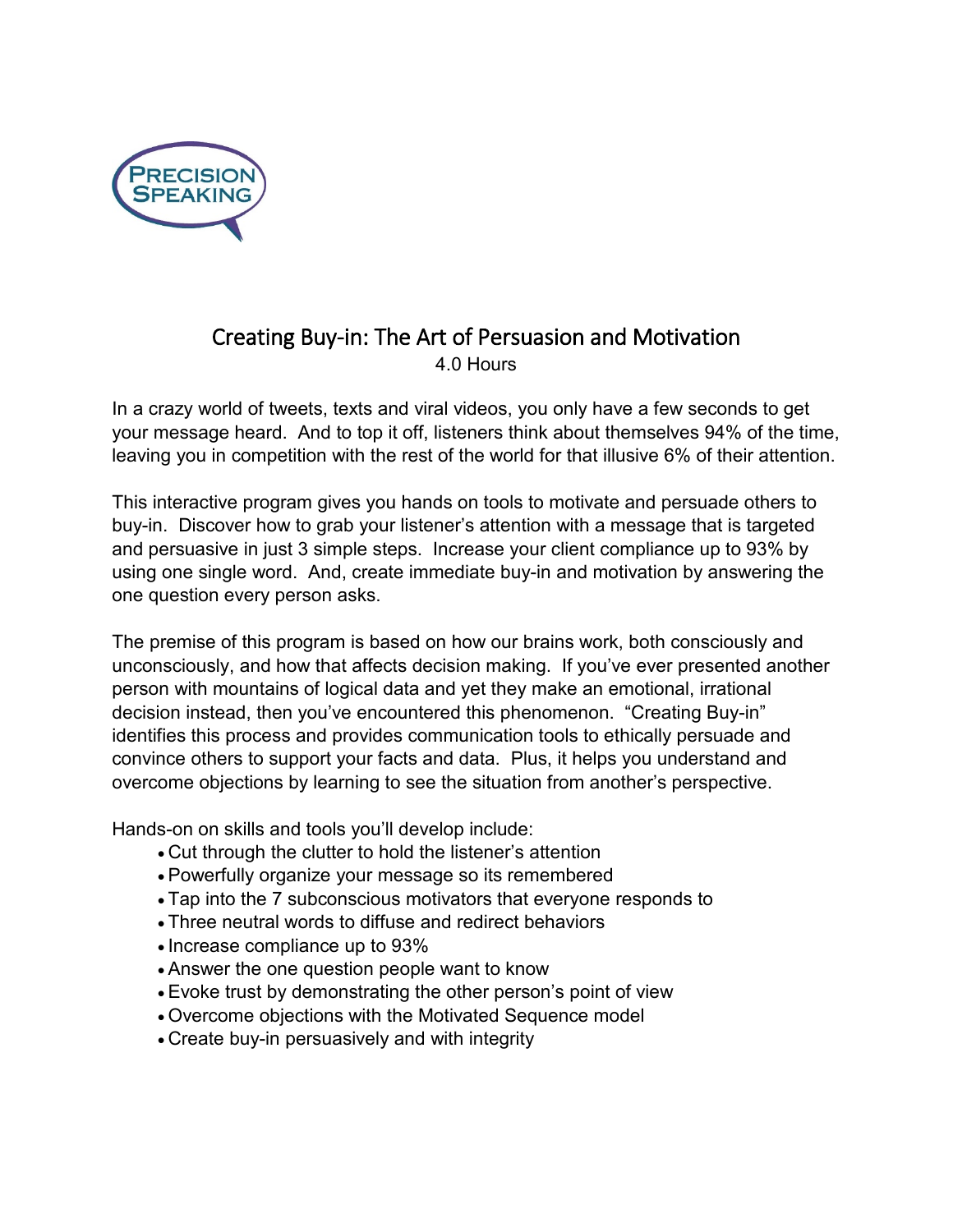PRECISION SPEAKING

# Creating Buy-in: The Art of Persuasion and Motivation

4.0 Hours

In a crazy world of tweets, texts and viral videos, you only have a few seconds to get your message heard. And to top it off, listeners think about themselves 94% of the time, leaving you in competition with the rest of the world for that illusive 6% of their attention.

This interactive program gives you hands on tools to motivate and persuade others to buy-in. Discover how to grab your listener's attention with a message that is targeted and persuasive in just 3 simple steps. Increase your client compliance up to 93% by using one single word. And, create immediate buy-in and motivation by answering the one question every person asks.

The premise of this program is based on how our brains work, both consciously and unconsciously, and how that affects decision making. If you've ever presented another person with mountains of logical data and yet they make an emotional, irrational decision instead, then you've encountered this phenomenon. "Creating Buy-in" identifies this process and provides communication tools to ethically persuade and convince others to support your facts and data. Plus, it helps you understand and overcome objections by learning to see the situation from another's perspective.

Hands-on on skills and tools you'll develop include:

- Cut through the clutter to hold the listener's attention
- Powerfully organize your message so its remembered
- Tap into the 7 subconscious motivators that everyone responds to
- Three neutral words to diffuse and redirect behaviors
- Increase compliance up to 93%
- Answer the one question people want to know
- Evoke trust by demonstrating the other person's point of view
- Overcome objections with the Motivated Sequence model
- Create buy-in persuasively and with integrity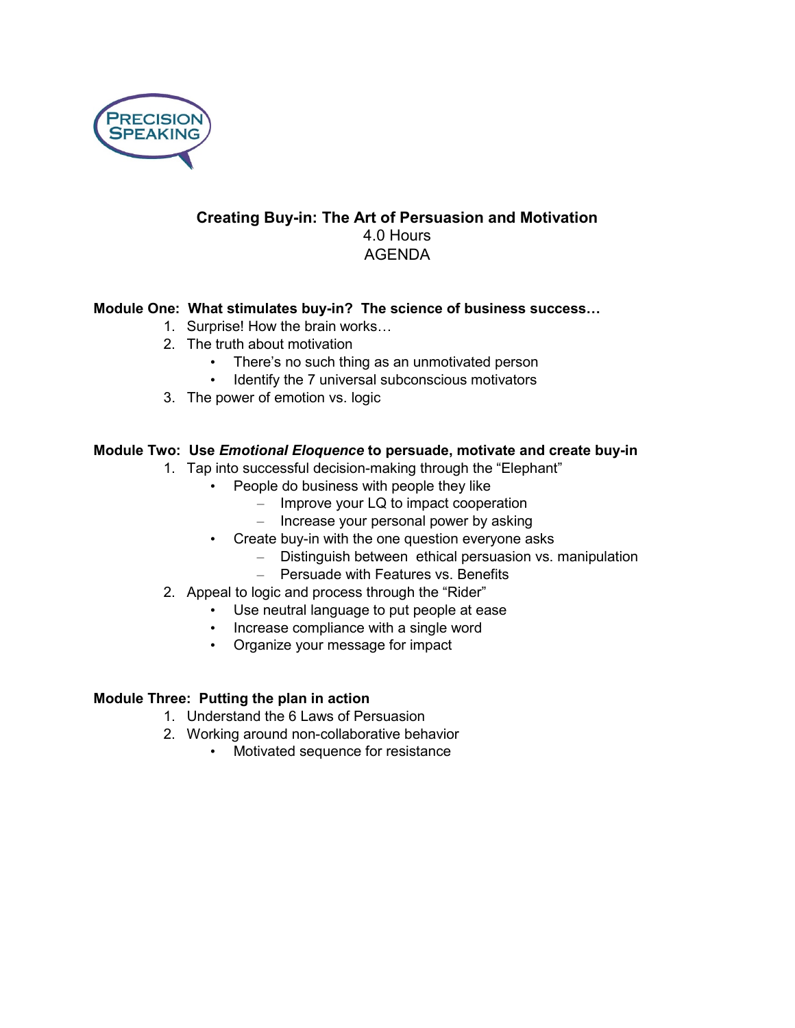PRECISION SPEAKING

**Creating Buy-in: The Art of Persuasion and Motivation**
4.0 Hours
AGENDA

**Module One: What stimulates buy-in? The science of business success…**

1. Surprise! How the brain works…
2. The truth about motivation
   - There's no such thing as an unmotivated person
   - Identify the 7 universal subconscious motivators
3. The power of emotion vs. logic

**Module Two: Use *Emotional Eloquence* to persuade, motivate and create buy-in**

1. Tap into successful decision-making through the "Elephant"
   - People do business with people they like
     - Improve your LQ to impact cooperation
     - Increase your personal power by asking
   - Create buy-in with the one question everyone asks
     - Distinguish between ethical persuasion vs. manipulation
     - Persuade with Features vs. Benefits
2. Appeal to logic and process through the "Rider"
   - Use neutral language to put people at ease
   - Increase compliance with a single word
   - Organize your message for impact

**Module Three: Putting the plan in action**

1. Understand the 6 Laws of Persuasion
2. Working around non-collaborative behavior
   - Motivated sequence for resistance